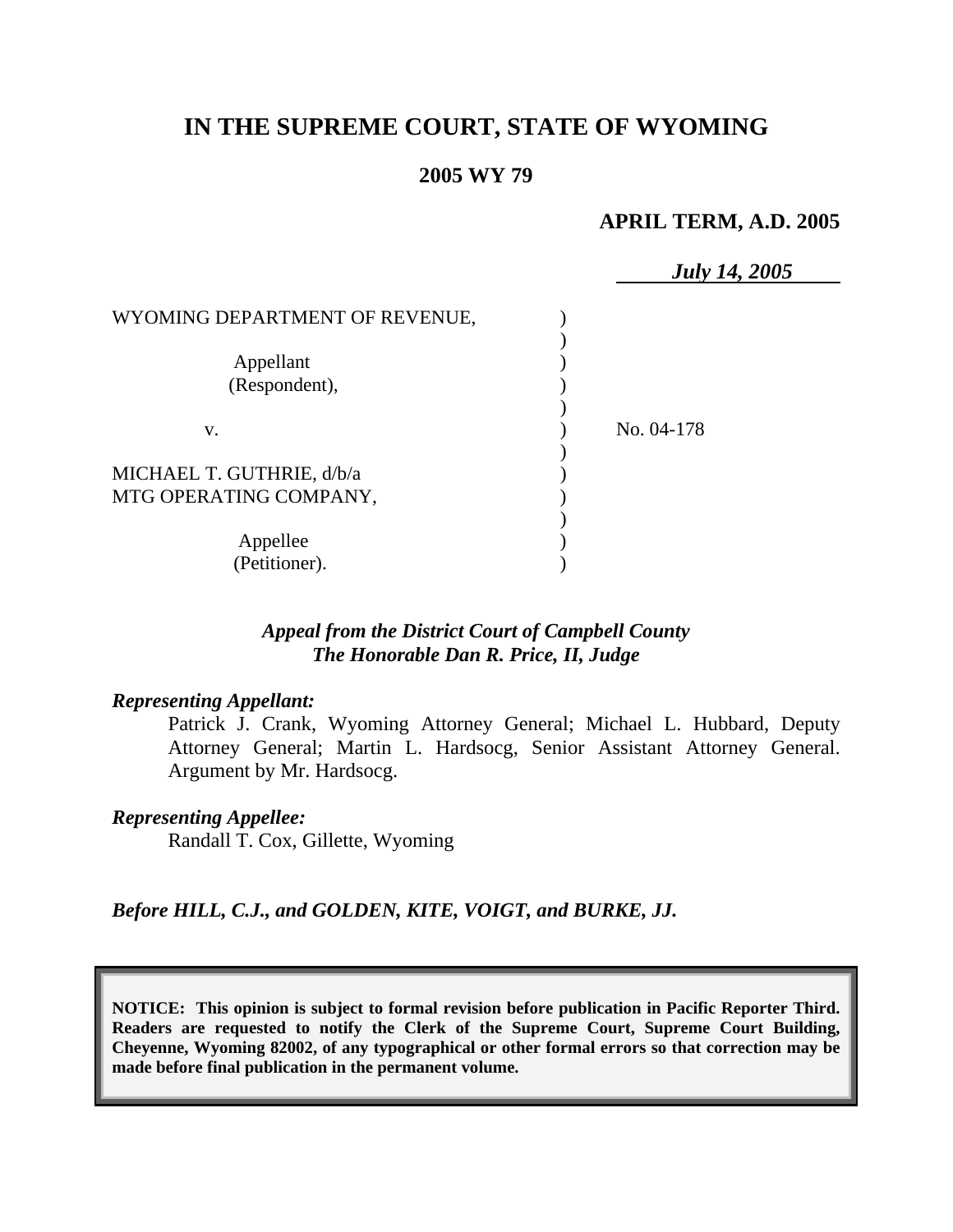# IN THE SUPREME COURT, STATE OF WYOMING

**2005 WY 79**

**APRIL TERM, A.D. 2005**

***July 14, 2005***

WYOMING DEPARTMENT OF REVENUE,

Appellant
(Respondent),

v.

MICHAEL T. GUTHRIE, d/b/a
MTG OPERATING COMPANY,

Appellee
(Petitioner).

No. 04-178

***Appeal from the District Court of Campbell County***
***The Honorable Dan R. Price, II, Judge***

***Representing Appellant:***

Patrick J. Crank, Wyoming Attorney General; Michael L. Hubbard, Deputy Attorney General; Martin L. Hardsocg, Senior Assistant Attorney General. Argument by Mr. Hardsocg.

***Representing Appellee:***

Randall T. Cox, Gillette, Wyoming

***Before HILL, C.J., and GOLDEN, KITE, VOIGT, and BURKE, JJ.***

**NOTICE: This opinion is subject to formal revision before publication in Pacific Reporter Third. Readers are requested to notify the Clerk of the Supreme Court, Supreme Court Building, Cheyenne, Wyoming 82002, of any typographical or other formal errors so that correction may be made before final publication in the permanent volume.**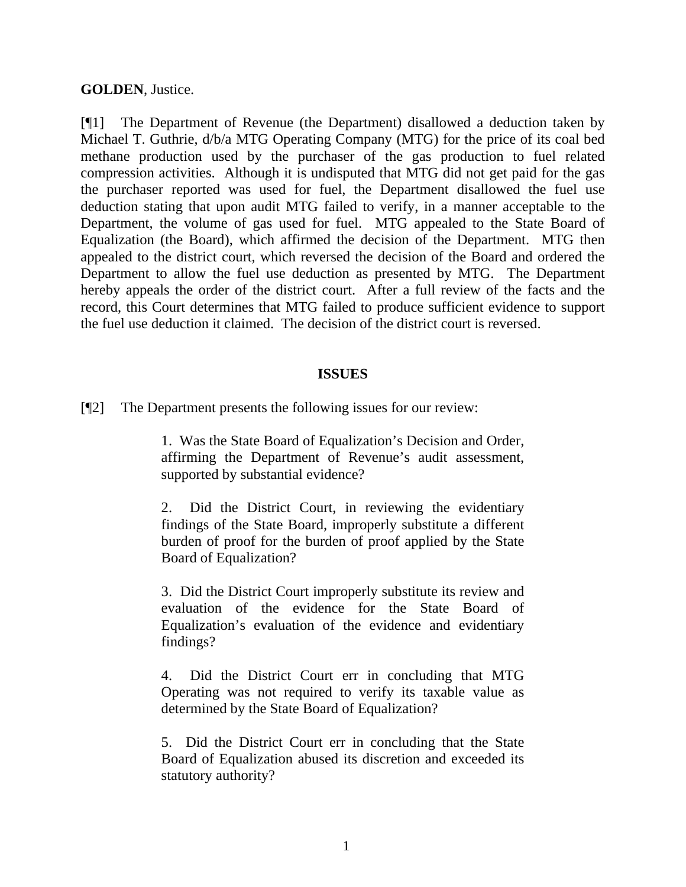**GOLDEN**, Justice.

[¶1] The Department of Revenue (the Department) disallowed a deduction taken by Michael T. Guthrie, d/b/a MTG Operating Company (MTG) for the price of its coal bed methane production used by the purchaser of the gas production to fuel related compression activities. Although it is undisputed that MTG did not get paid for the gas the purchaser reported was used for fuel, the Department disallowed the fuel use deduction stating that upon audit MTG failed to verify, in a manner acceptable to the Department, the volume of gas used for fuel. MTG appealed to the State Board of Equalization (the Board), which affirmed the decision of the Department. MTG then appealed to the district court, which reversed the decision of the Board and ordered the Department to allow the fuel use deduction as presented by MTG. The Department hereby appeals the order of the district court. After a full review of the facts and the record, this Court determines that MTG failed to produce sufficient evidence to support the fuel use deduction it claimed. The decision of the district court is reversed.

## ISSUES

[¶2] The Department presents the following issues for our review:

> 1. Was the State Board of Equalization's Decision and Order, affirming the Department of Revenue's audit assessment, supported by substantial evidence?
>
> 2. Did the District Court, in reviewing the evidentiary findings of the State Board, improperly substitute a different burden of proof for the burden of proof applied by the State Board of Equalization?
>
> 3. Did the District Court improperly substitute its review and evaluation of the evidence for the State Board of Equalization's evaluation of the evidence and evidentiary findings?
>
> 4. Did the District Court err in concluding that MTG Operating was not required to verify its taxable value as determined by the State Board of Equalization?
>
> 5. Did the District Court err in concluding that the State Board of Equalization abused its discretion and exceeded its statutory authority?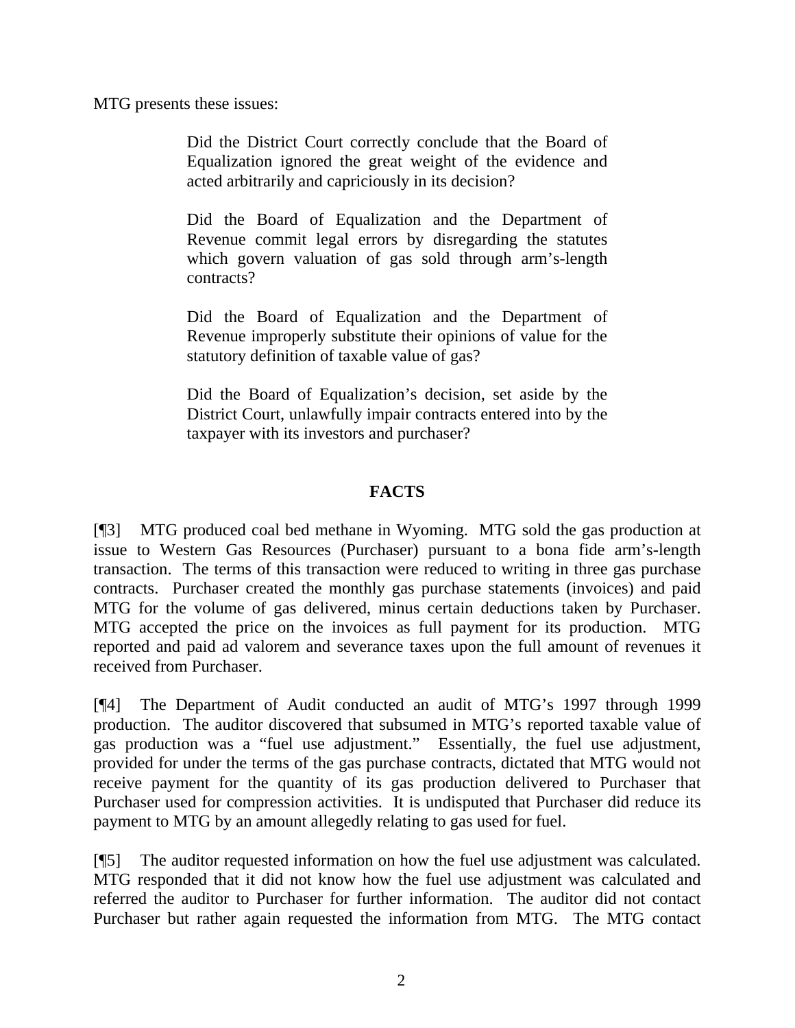MTG presents these issues:

> Did the District Court correctly conclude that the Board of Equalization ignored the great weight of the evidence and acted arbitrarily and capriciously in its decision?
>
> Did the Board of Equalization and the Department of Revenue commit legal errors by disregarding the statutes which govern valuation of gas sold through arm's-length contracts?
>
> Did the Board of Equalization and the Department of Revenue improperly substitute their opinions of value for the statutory definition of taxable value of gas?
>
> Did the Board of Equalization's decision, set aside by the District Court, unlawfully impair contracts entered into by the taxpayer with its investors and purchaser?

## FACTS

[¶3] MTG produced coal bed methane in Wyoming. MTG sold the gas production at issue to Western Gas Resources (Purchaser) pursuant to a bona fide arm's-length transaction. The terms of this transaction were reduced to writing in three gas purchase contracts. Purchaser created the monthly gas purchase statements (invoices) and paid MTG for the volume of gas delivered, minus certain deductions taken by Purchaser. MTG accepted the price on the invoices as full payment for its production. MTG reported and paid ad valorem and severance taxes upon the full amount of revenues it received from Purchaser.

[¶4] The Department of Audit conducted an audit of MTG's 1997 through 1999 production. The auditor discovered that subsumed in MTG's reported taxable value of gas production was a "fuel use adjustment." Essentially, the fuel use adjustment, provided for under the terms of the gas purchase contracts, dictated that MTG would not receive payment for the quantity of its gas production delivered to Purchaser that Purchaser used for compression activities. It is undisputed that Purchaser did reduce its payment to MTG by an amount allegedly relating to gas used for fuel.

[¶5] The auditor requested information on how the fuel use adjustment was calculated. MTG responded that it did not know how the fuel use adjustment was calculated and referred the auditor to Purchaser for further information. The auditor did not contact Purchaser but rather again requested the information from MTG. The MTG contact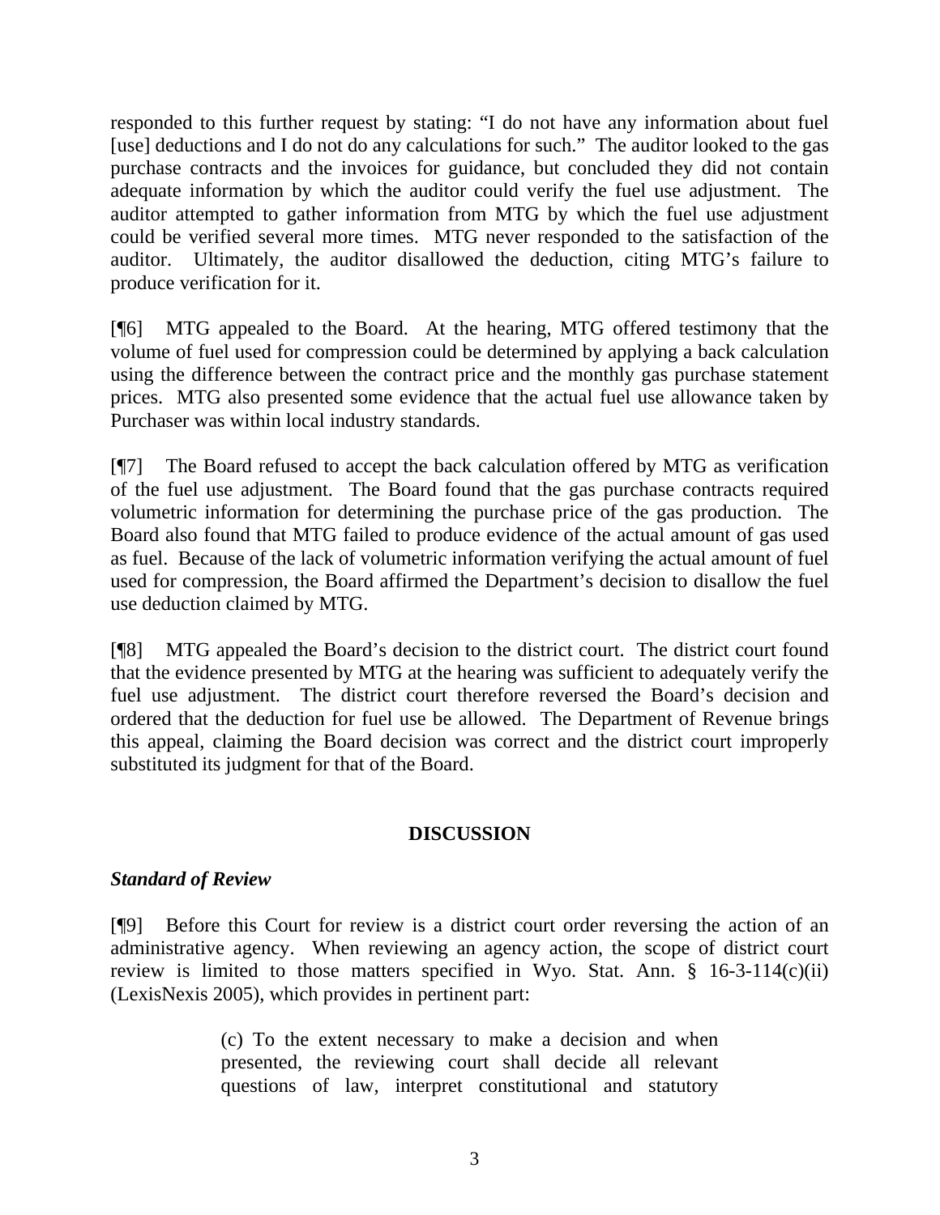responded to this further request by stating: "I do not have any information about fuel [use] deductions and I do not do any calculations for such." The auditor looked to the gas purchase contracts and the invoices for guidance, but concluded they did not contain adequate information by which the auditor could verify the fuel use adjustment. The auditor attempted to gather information from MTG by which the fuel use adjustment could be verified several more times. MTG never responded to the satisfaction of the auditor. Ultimately, the auditor disallowed the deduction, citing MTG's failure to produce verification for it.

[¶6] MTG appealed to the Board. At the hearing, MTG offered testimony that the volume of fuel used for compression could be determined by applying a back calculation using the difference between the contract price and the monthly gas purchase statement prices. MTG also presented some evidence that the actual fuel use allowance taken by Purchaser was within local industry standards.

[¶7] The Board refused to accept the back calculation offered by MTG as verification of the fuel use adjustment. The Board found that the gas purchase contracts required volumetric information for determining the purchase price of the gas production. The Board also found that MTG failed to produce evidence of the actual amount of gas used as fuel. Because of the lack of volumetric information verifying the actual amount of fuel used for compression, the Board affirmed the Department's decision to disallow the fuel use deduction claimed by MTG.

[¶8] MTG appealed the Board's decision to the district court. The district court found that the evidence presented by MTG at the hearing was sufficient to adequately verify the fuel use adjustment. The district court therefore reversed the Board's decision and ordered that the deduction for fuel use be allowed. The Department of Revenue brings this appeal, claiming the Board decision was correct and the district court improperly substituted its judgment for that of the Board.

## DISCUSSION

### *Standard of Review*

[¶9] Before this Court for review is a district court order reversing the action of an administrative agency. When reviewing an agency action, the scope of district court review is limited to those matters specified in Wyo. Stat. Ann. § 16-3-114(c)(ii) (LexisNexis 2005), which provides in pertinent part:

> (c) To the extent necessary to make a decision and when presented, the reviewing court shall decide all relevant questions of law, interpret constitutional and statutory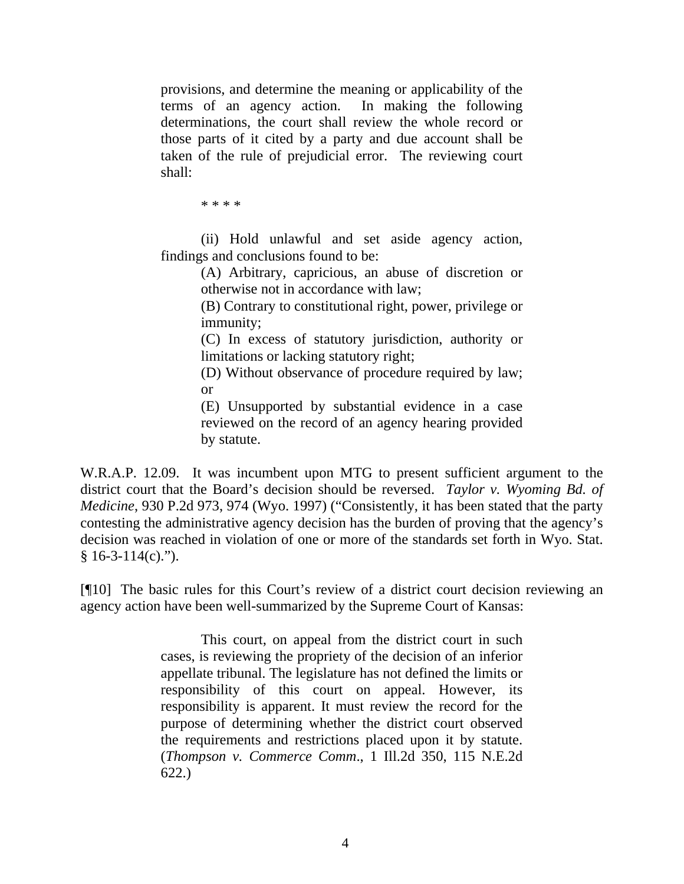> provisions, and determine the meaning or applicability of the terms of an agency action. In making the following determinations, the court shall review the whole record or those parts of it cited by a party and due account shall be taken of the rule of prejudicial error. The reviewing court shall:
>
> * * * *
>
> (ii) Hold unlawful and set aside agency action, findings and conclusions found to be:
>
> (A) Arbitrary, capricious, an abuse of discretion or otherwise not in accordance with law;
>
> (B) Contrary to constitutional right, power, privilege or immunity;
>
> (C) In excess of statutory jurisdiction, authority or limitations or lacking statutory right;
>
> (D) Without observance of procedure required by law; or
>
> (E) Unsupported by substantial evidence in a case reviewed on the record of an agency hearing provided by statute.

W.R.A.P. 12.09. It was incumbent upon MTG to present sufficient argument to the district court that the Board's decision should be reversed. *Taylor v. Wyoming Bd. of Medicine*, 930 P.2d 973, 974 (Wyo. 1997) ("Consistently, it has been stated that the party contesting the administrative agency decision has the burden of proving that the agency's decision was reached in violation of one or more of the standards set forth in Wyo. Stat. § 16-3-114(c).").

[¶10] The basic rules for this Court's review of a district court decision reviewing an agency action have been well-summarized by the Supreme Court of Kansas:

> This court, on appeal from the district court in such cases, is reviewing the propriety of the decision of an inferior appellate tribunal. The legislature has not defined the limits or responsibility of this court on appeal. However, its responsibility is apparent. It must review the record for the purpose of determining whether the district court observed the requirements and restrictions placed upon it by statute. (*Thompson v. Commerce Comm*., 1 Ill.2d 350, 115 N.E.2d 622.)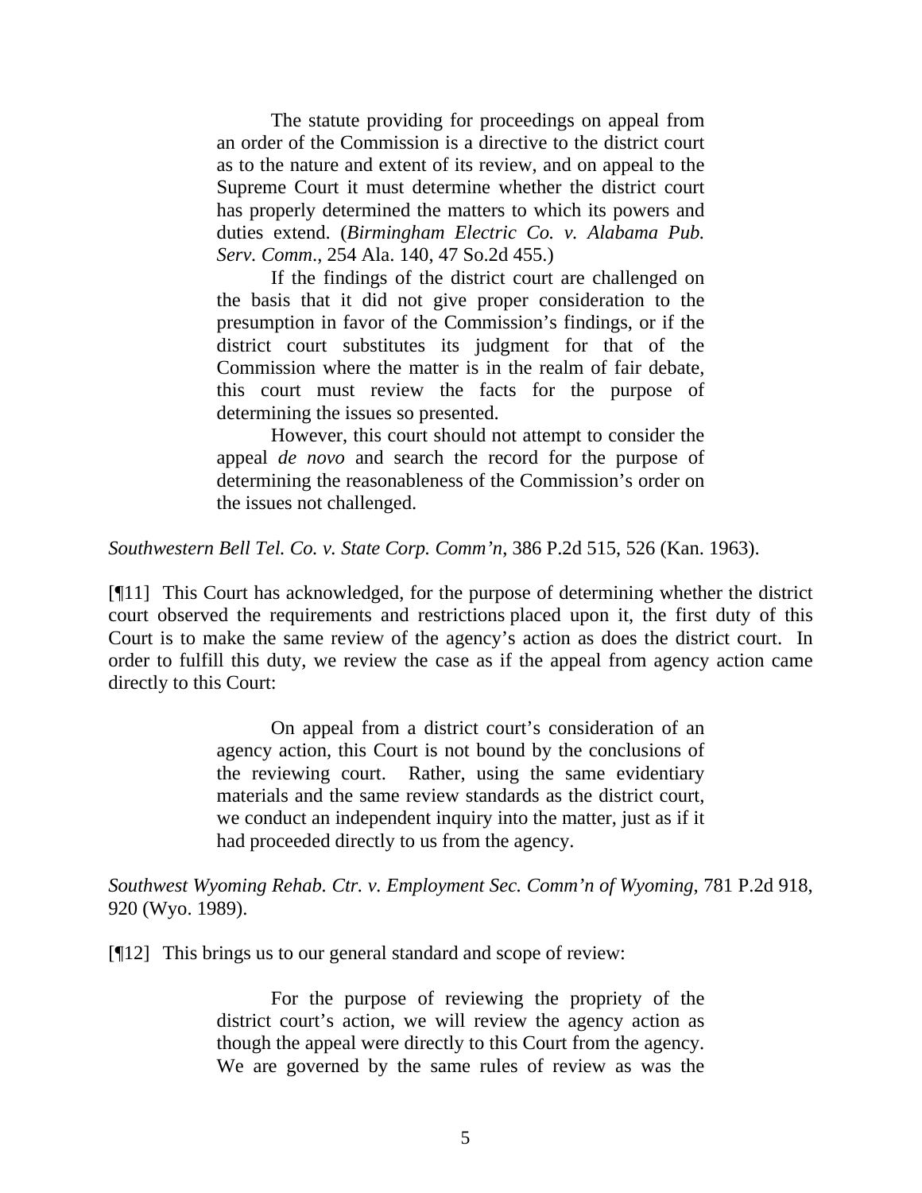> The statute providing for proceedings on appeal from an order of the Commission is a directive to the district court as to the nature and extent of its review, and on appeal to the Supreme Court it must determine whether the district court has properly determined the matters to which its powers and duties extend. (*Birmingham Electric Co. v. Alabama Pub. Serv. Comm*., 254 Ala. 140, 47 So.2d 455.)
>
> If the findings of the district court are challenged on the basis that it did not give proper consideration to the presumption in favor of the Commission's findings, or if the district court substitutes its judgment for that of the Commission where the matter is in the realm of fair debate, this court must review the facts for the purpose of determining the issues so presented.
>
> However, this court should not attempt to consider the appeal *de novo* and search the record for the purpose of determining the reasonableness of the Commission's order on the issues not challenged.

*Southwestern Bell Tel. Co. v. State Corp. Comm'n*, 386 P.2d 515, 526 (Kan. 1963).

[¶11] This Court has acknowledged, for the purpose of determining whether the district court observed the requirements and restrictions placed upon it, the first duty of this Court is to make the same review of the agency's action as does the district court. In order to fulfill this duty, we review the case as if the appeal from agency action came directly to this Court:

> On appeal from a district court's consideration of an agency action, this Court is not bound by the conclusions of the reviewing court. Rather, using the same evidentiary materials and the same review standards as the district court, we conduct an independent inquiry into the matter, just as if it had proceeded directly to us from the agency.

*Southwest Wyoming Rehab. Ctr. v. Employment Sec. Comm'n of Wyoming*, 781 P.2d 918, 920 (Wyo. 1989).

[¶12] This brings us to our general standard and scope of review:

> For the purpose of reviewing the propriety of the district court's action, we will review the agency action as though the appeal were directly to this Court from the agency. We are governed by the same rules of review as was the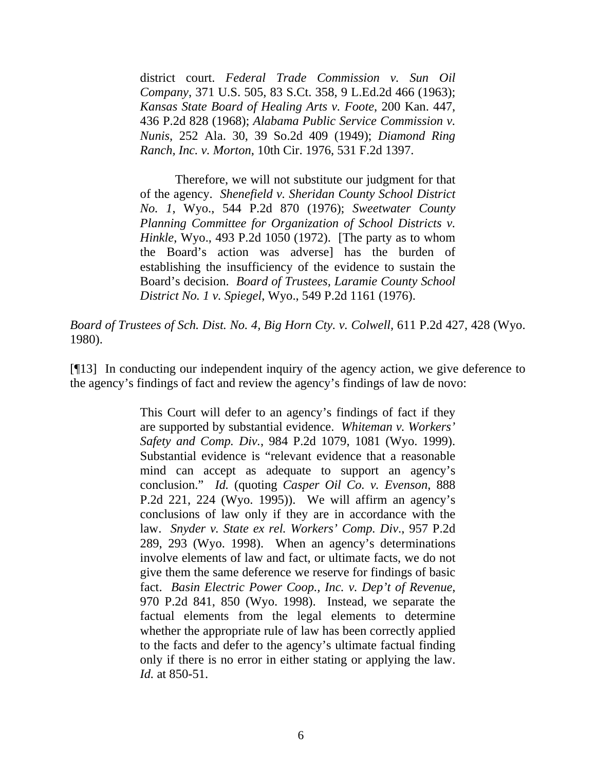> district court. *Federal Trade Commission v. Sun Oil Company*, 371 U.S. 505, 83 S.Ct. 358, 9 L.Ed.2d 466 (1963); *Kansas State Board of Healing Arts v. Foote*, 200 Kan. 447, 436 P.2d 828 (1968); *Alabama Public Service Commission v. Nunis*, 252 Ala. 30, 39 So.2d 409 (1949); *Diamond Ring Ranch, Inc. v. Morton*, 10th Cir. 1976, 531 F.2d 1397.
>
> Therefore, we will not substitute our judgment for that of the agency. *Shenefield v. Sheridan County School District No. 1*, Wyo., 544 P.2d 870 (1976); *Sweetwater County Planning Committee for Organization of School Districts v. Hinkle*, Wyo., 493 P.2d 1050 (1972). [The party as to whom the Board's action was adverse] has the burden of establishing the insufficiency of the evidence to sustain the Board's decision. *Board of Trustees, Laramie County School District No. 1 v. Spiegel*, Wyo., 549 P.2d 1161 (1976).

*Board of Trustees of Sch. Dist. No. 4, Big Horn Cty. v. Colwell*, 611 P.2d 427, 428 (Wyo. 1980).

[¶13] In conducting our independent inquiry of the agency action, we give deference to the agency's findings of fact and review the agency's findings of law de novo:

> This Court will defer to an agency's findings of fact if they are supported by substantial evidence. *Whiteman v. Workers' Safety and Comp. Div.*, 984 P.2d 1079, 1081 (Wyo. 1999). Substantial evidence is "relevant evidence that a reasonable mind can accept as adequate to support an agency's conclusion." *Id.* (quoting *Casper Oil Co. v. Evenson*, 888 P.2d 221, 224 (Wyo. 1995)). We will affirm an agency's conclusions of law only if they are in accordance with the law. *Snyder v. State ex rel. Workers' Comp. Div.*, 957 P.2d 289, 293 (Wyo. 1998). When an agency's determinations involve elements of law and fact, or ultimate facts, we do not give them the same deference we reserve for findings of basic fact. *Basin Electric Power Coop., Inc. v. Dep't of Revenue*, 970 P.2d 841, 850 (Wyo. 1998). Instead, we separate the factual elements from the legal elements to determine whether the appropriate rule of law has been correctly applied to the facts and defer to the agency's ultimate factual finding only if there is no error in either stating or applying the law. *Id.* at 850-51.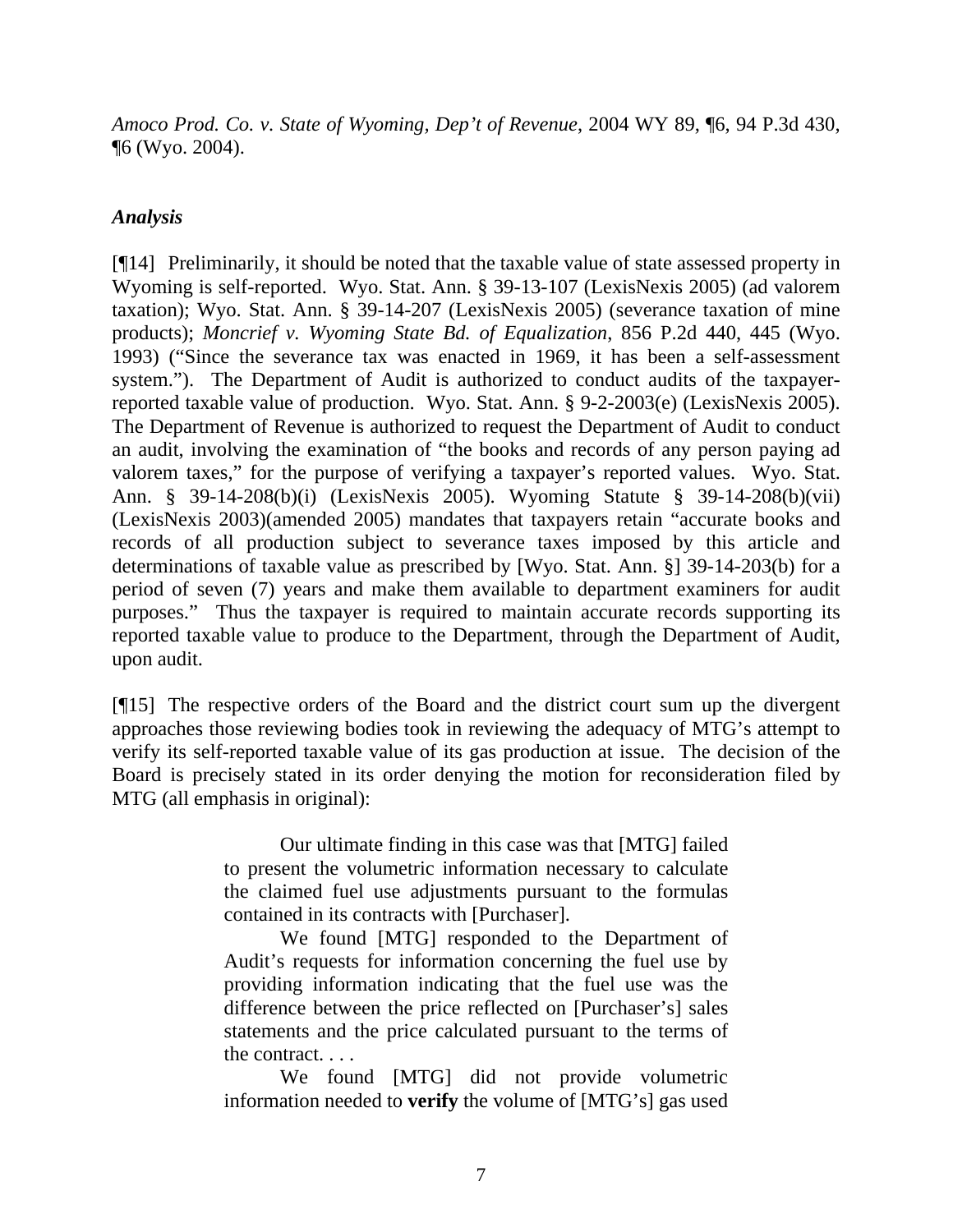*Amoco Prod. Co. v. State of Wyoming, Dep't of Revenue*, 2004 WY 89, ¶6, 94 P.3d 430, ¶6 (Wyo. 2004).

### *Analysis*

[¶14] Preliminarily, it should be noted that the taxable value of state assessed property in Wyoming is self-reported. Wyo. Stat. Ann. § 39-13-107 (LexisNexis 2005) (ad valorem taxation); Wyo. Stat. Ann. § 39-14-207 (LexisNexis 2005) (severance taxation of mine products); *Moncrief v. Wyoming State Bd. of Equalization*, 856 P.2d 440, 445 (Wyo. 1993) ("Since the severance tax was enacted in 1969, it has been a self-assessment system."). The Department of Audit is authorized to conduct audits of the taxpayer-reported taxable value of production. Wyo. Stat. Ann. § 9-2-2003(e) (LexisNexis 2005). The Department of Revenue is authorized to request the Department of Audit to conduct an audit, involving the examination of "the books and records of any person paying ad valorem taxes," for the purpose of verifying a taxpayer's reported values. Wyo. Stat. Ann. § 39-14-208(b)(i) (LexisNexis 2005). Wyoming Statute § 39-14-208(b)(vii) (LexisNexis 2003)(amended 2005) mandates that taxpayers retain "accurate books and records of all production subject to severance taxes imposed by this article and determinations of taxable value as prescribed by [Wyo. Stat. Ann. §] 39-14-203(b) for a period of seven (7) years and make them available to department examiners for audit purposes." Thus the taxpayer is required to maintain accurate records supporting its reported taxable value to produce to the Department, through the Department of Audit, upon audit.

[¶15] The respective orders of the Board and the district court sum up the divergent approaches those reviewing bodies took in reviewing the adequacy of MTG's attempt to verify its self-reported taxable value of its gas production at issue. The decision of the Board is precisely stated in its order denying the motion for reconsideration filed by MTG (all emphasis in original):

> Our ultimate finding in this case was that [MTG] failed to present the volumetric information necessary to calculate the claimed fuel use adjustments pursuant to the formulas contained in its contracts with [Purchaser].
>
> We found [MTG] responded to the Department of Audit's requests for information concerning the fuel use by providing information indicating that the fuel use was the difference between the price reflected on [Purchaser's] sales statements and the price calculated pursuant to the terms of the contract. . . .
>
> We found [MTG] did not provide volumetric information needed to **verify** the volume of [MTG's] gas used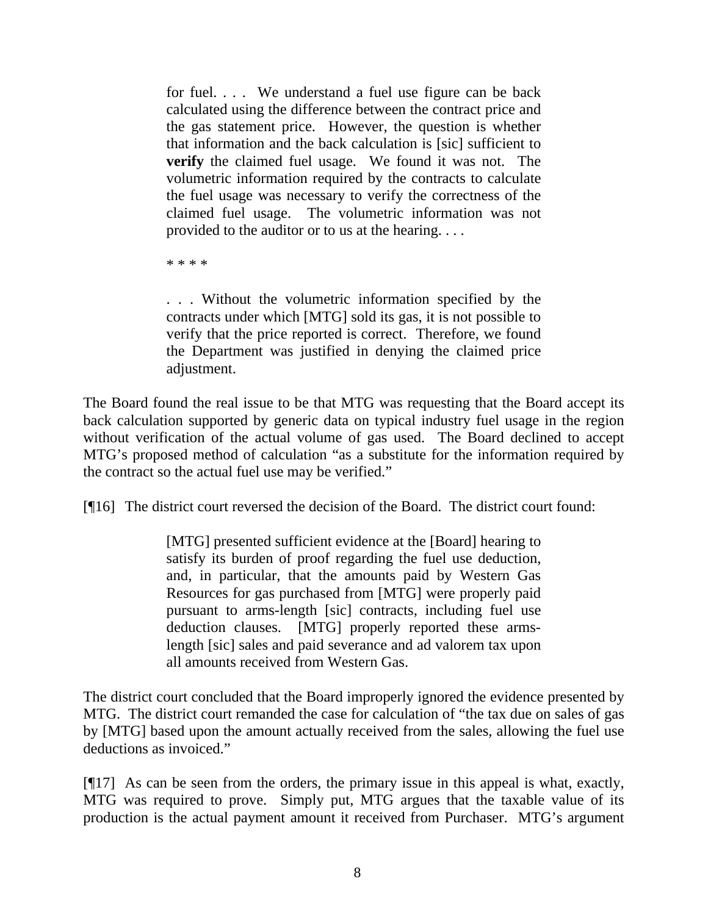> for fuel. . . . We understand a fuel use figure can be back calculated using the difference between the contract price and the gas statement price. However, the question is whether that information and the back calculation is [sic] sufficient to **verify** the claimed fuel usage. We found it was not. The volumetric information required by the contracts to calculate the fuel usage was necessary to verify the correctness of the claimed fuel usage. The volumetric information was not provided to the auditor or to us at the hearing. . . .
>
> * * * *
>
> . . . Without the volumetric information specified by the contracts under which [MTG] sold its gas, it is not possible to verify that the price reported is correct. Therefore, we found the Department was justified in denying the claimed price adjustment.

The Board found the real issue to be that MTG was requesting that the Board accept its back calculation supported by generic data on typical industry fuel usage in the region without verification of the actual volume of gas used. The Board declined to accept MTG's proposed method of calculation "as a substitute for the information required by the contract so the actual fuel use may be verified."

[¶16] The district court reversed the decision of the Board. The district court found:

> [MTG] presented sufficient evidence at the [Board] hearing to satisfy its burden of proof regarding the fuel use deduction, and, in particular, that the amounts paid by Western Gas Resources for gas purchased from [MTG] were properly paid pursuant to arms-length [sic] contracts, including fuel use deduction clauses. [MTG] properly reported these arms-length [sic] sales and paid severance and ad valorem tax upon all amounts received from Western Gas.

The district court concluded that the Board improperly ignored the evidence presented by MTG. The district court remanded the case for calculation of "the tax due on sales of gas by [MTG] based upon the amount actually received from the sales, allowing the fuel use deductions as invoiced."

[¶17] As can be seen from the orders, the primary issue in this appeal is what, exactly, MTG was required to prove. Simply put, MTG argues that the taxable value of its production is the actual payment amount it received from Purchaser. MTG's argument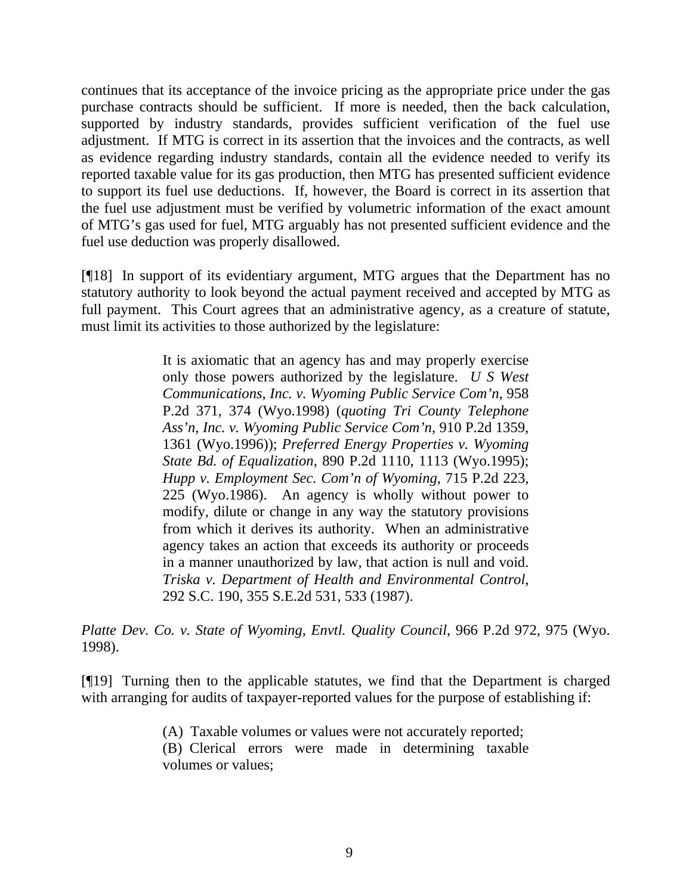continues that its acceptance of the invoice pricing as the appropriate price under the gas purchase contracts should be sufficient. If more is needed, then the back calculation, supported by industry standards, provides sufficient verification of the fuel use adjustment. If MTG is correct in its assertion that the invoices and the contracts, as well as evidence regarding industry standards, contain all the evidence needed to verify its reported taxable value for its gas production, then MTG has presented sufficient evidence to support its fuel use deductions. If, however, the Board is correct in its assertion that the fuel use adjustment must be verified by volumetric information of the exact amount of MTG's gas used for fuel, MTG arguably has not presented sufficient evidence and the fuel use deduction was properly disallowed.

[¶18] In support of its evidentiary argument, MTG argues that the Department has no statutory authority to look beyond the actual payment received and accepted by MTG as full payment. This Court agrees that an administrative agency, as a creature of statute, must limit its activities to those authorized by the legislature:

> It is axiomatic that an agency has and may properly exercise only those powers authorized by the legislature. *U S West Communications, Inc. v. Wyoming Public Service Com'n*, 958 P.2d 371, 374 (Wyo.1998) (*quoting Tri County Telephone Ass'n, Inc. v. Wyoming Public Service Com'n*, 910 P.2d 1359, 1361 (Wyo.1996)); *Preferred Energy Properties v. Wyoming State Bd. of Equalization*, 890 P.2d 1110, 1113 (Wyo.1995); *Hupp v. Employment Sec. Com'n of Wyoming*, 715 P.2d 223, 225 (Wyo.1986). An agency is wholly without power to modify, dilute or change in any way the statutory provisions from which it derives its authority. When an administrative agency takes an action that exceeds its authority or proceeds in a manner unauthorized by law, that action is null and void. *Triska v. Department of Health and Environmental Control*, 292 S.C. 190, 355 S.E.2d 531, 533 (1987).

*Platte Dev. Co. v. State of Wyoming, Envtl. Quality Council*, 966 P.2d 972, 975 (Wyo. 1998).

[¶19] Turning then to the applicable statutes, we find that the Department is charged with arranging for audits of taxpayer-reported values for the purpose of establishing if:

> (A) Taxable volumes or values were not accurately reported;
> (B) Clerical errors were made in determining taxable volumes or values;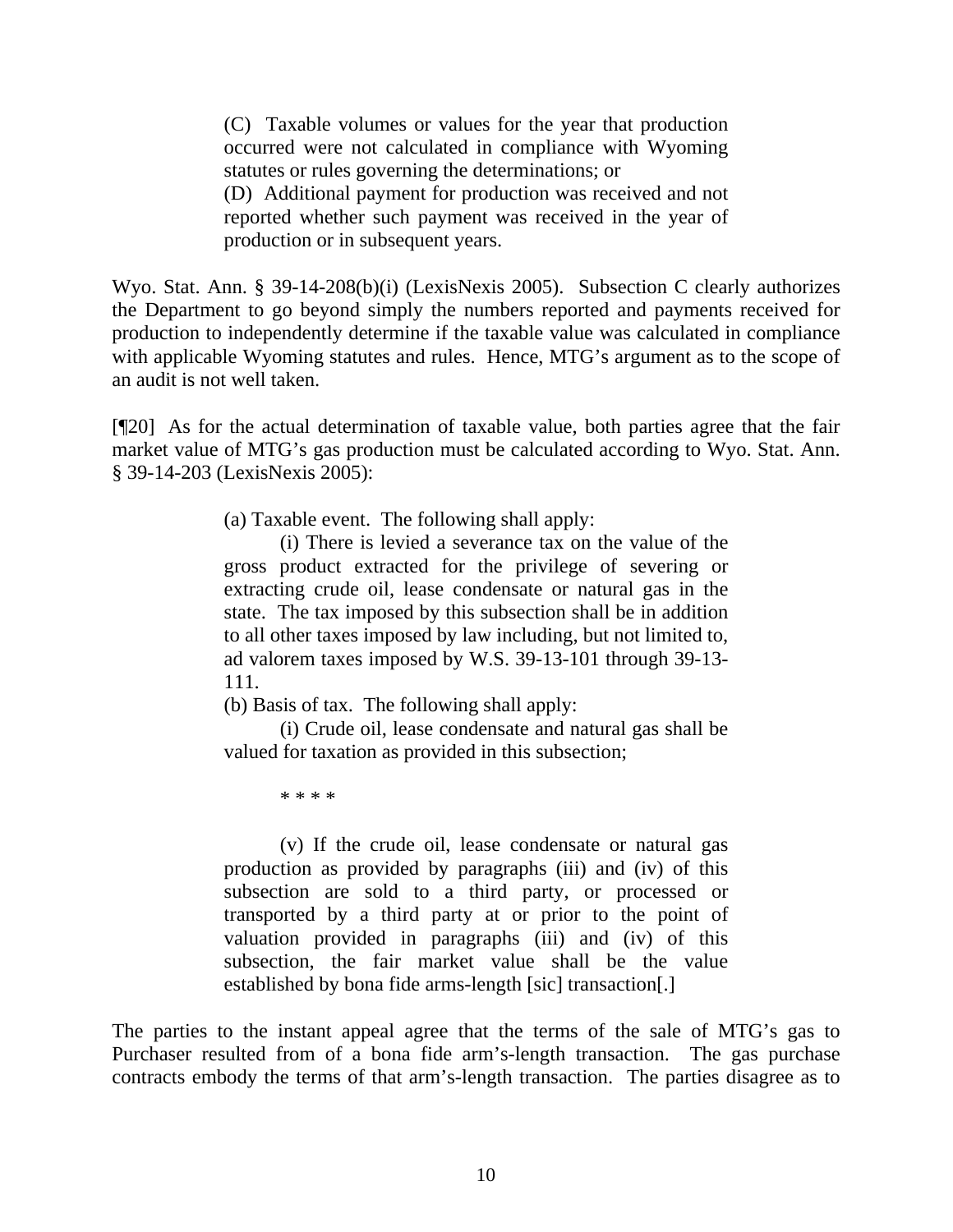> (C) Taxable volumes or values for the year that production occurred were not calculated in compliance with Wyoming statutes or rules governing the determinations; or
> (D) Additional payment for production was received and not reported whether such payment was received in the year of production or in subsequent years.

Wyo. Stat. Ann. § 39-14-208(b)(i) (LexisNexis 2005). Subsection C clearly authorizes the Department to go beyond simply the numbers reported and payments received for production to independently determine if the taxable value was calculated in compliance with applicable Wyoming statutes and rules. Hence, MTG's argument as to the scope of an audit is not well taken.

[¶20] As for the actual determination of taxable value, both parties agree that the fair market value of MTG's gas production must be calculated according to Wyo. Stat. Ann. § 39-14-203 (LexisNexis 2005):

> (a) Taxable event. The following shall apply:
>
> (i) There is levied a severance tax on the value of the gross product extracted for the privilege of severing or extracting crude oil, lease condensate or natural gas in the state. The tax imposed by this subsection shall be in addition to all other taxes imposed by law including, but not limited to, ad valorem taxes imposed by W.S. 39-13-101 through 39-13-111.
>
> (b) Basis of tax. The following shall apply:
>
> (i) Crude oil, lease condensate and natural gas shall be valued for taxation as provided in this subsection;
>
> * * * *
>
> (v) If the crude oil, lease condensate or natural gas production as provided by paragraphs (iii) and (iv) of this subsection are sold to a third party, or processed or transported by a third party at or prior to the point of valuation provided in paragraphs (iii) and (iv) of this subsection, the fair market value shall be the value established by bona fide arms-length [sic] transaction[.]

The parties to the instant appeal agree that the terms of the sale of MTG's gas to Purchaser resulted from of a bona fide arm's-length transaction. The gas purchase contracts embody the terms of that arm's-length transaction. The parties disagree as to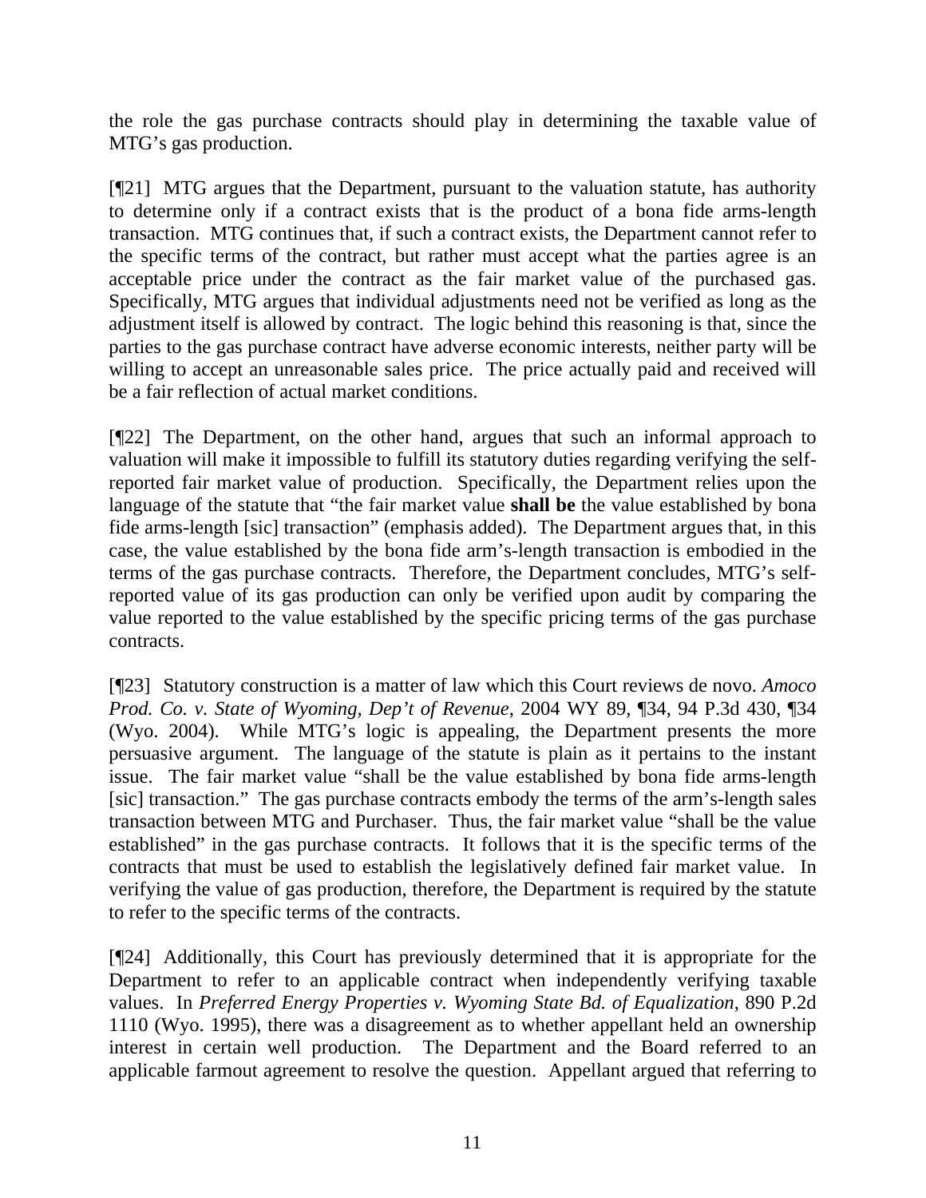the role the gas purchase contracts should play in determining the taxable value of MTG's gas production.

[¶21] MTG argues that the Department, pursuant to the valuation statute, has authority to determine only if a contract exists that is the product of a bona fide arms-length transaction. MTG continues that, if such a contract exists, the Department cannot refer to the specific terms of the contract, but rather must accept what the parties agree is an acceptable price under the contract as the fair market value of the purchased gas. Specifically, MTG argues that individual adjustments need not be verified as long as the adjustment itself is allowed by contract. The logic behind this reasoning is that, since the parties to the gas purchase contract have adverse economic interests, neither party will be willing to accept an unreasonable sales price. The price actually paid and received will be a fair reflection of actual market conditions.

[¶22] The Department, on the other hand, argues that such an informal approach to valuation will make it impossible to fulfill its statutory duties regarding verifying the self-reported fair market value of production. Specifically, the Department relies upon the language of the statute that "the fair market value **shall be** the value established by bona fide arms-length [sic] transaction" (emphasis added). The Department argues that, in this case, the value established by the bona fide arm's-length transaction is embodied in the terms of the gas purchase contracts. Therefore, the Department concludes, MTG's self-reported value of its gas production can only be verified upon audit by comparing the value reported to the value established by the specific pricing terms of the gas purchase contracts.

[¶23] Statutory construction is a matter of law which this Court reviews de novo. *Amoco Prod. Co. v. State of Wyoming, Dep't of Revenue*, 2004 WY 89, ¶34, 94 P.3d 430, ¶34 (Wyo. 2004). While MTG's logic is appealing, the Department presents the more persuasive argument. The language of the statute is plain as it pertains to the instant issue. The fair market value "shall be the value established by bona fide arms-length [sic] transaction." The gas purchase contracts embody the terms of the arm's-length sales transaction between MTG and Purchaser. Thus, the fair market value "shall be the value established" in the gas purchase contracts. It follows that it is the specific terms of the contracts that must be used to establish the legislatively defined fair market value. In verifying the value of gas production, therefore, the Department is required by the statute to refer to the specific terms of the contracts.

[¶24] Additionally, this Court has previously determined that it is appropriate for the Department to refer to an applicable contract when independently verifying taxable values. In *Preferred Energy Properties v. Wyoming State Bd. of Equalization*, 890 P.2d 1110 (Wyo. 1995), there was a disagreement as to whether appellant held an ownership interest in certain well production. The Department and the Board referred to an applicable farmout agreement to resolve the question. Appellant argued that referring to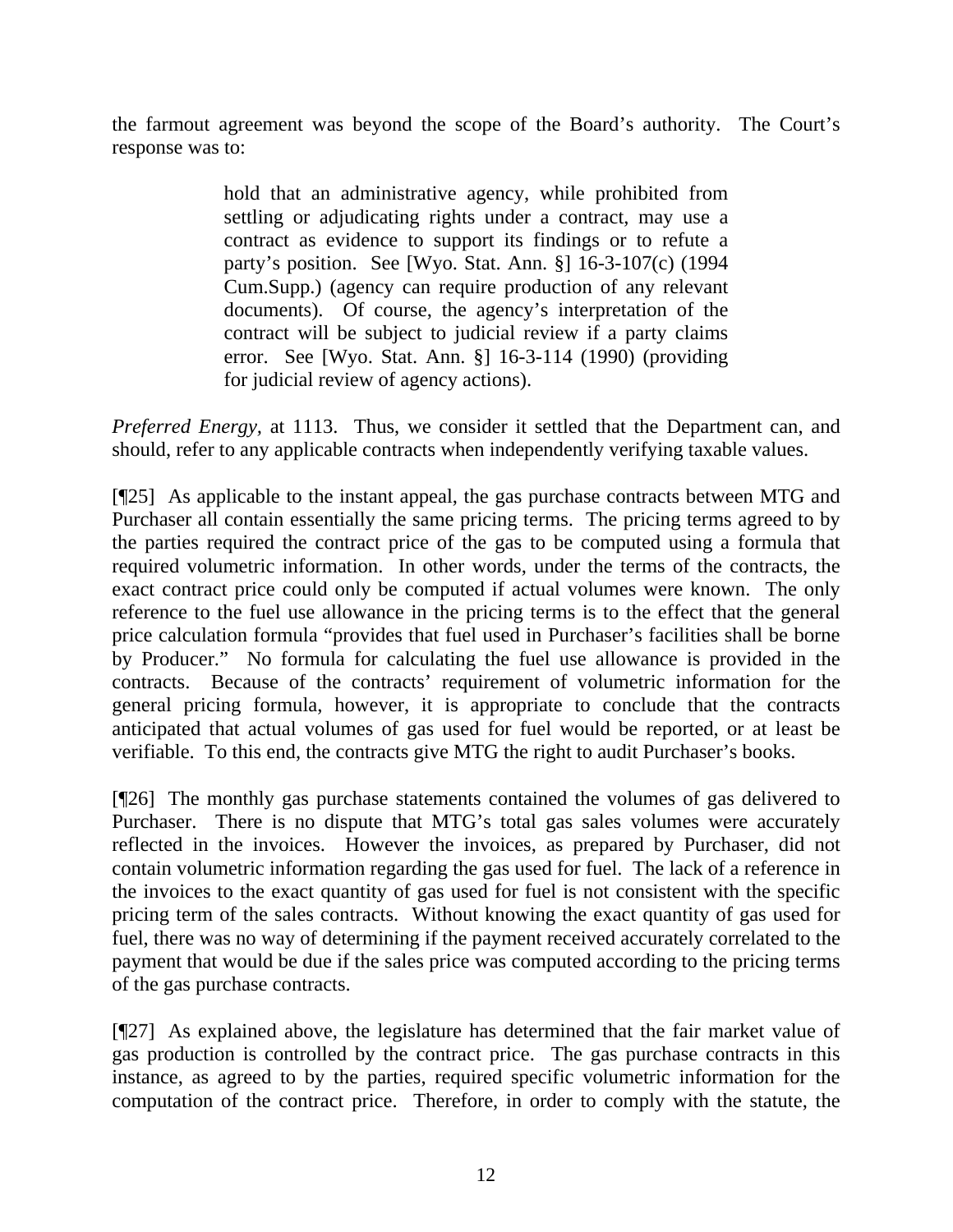the farmout agreement was beyond the scope of the Board's authority. The Court's response was to:

> hold that an administrative agency, while prohibited from settling or adjudicating rights under a contract, may use a contract as evidence to support its findings or to refute a party's position. See [Wyo. Stat. Ann. §] 16-3-107(c) (1994 Cum.Supp.) (agency can require production of any relevant documents). Of course, the agency's interpretation of the contract will be subject to judicial review if a party claims error. See [Wyo. Stat. Ann. §] 16-3-114 (1990) (providing for judicial review of agency actions).

*Preferred Energy,* at 1113. Thus, we consider it settled that the Department can, and should, refer to any applicable contracts when independently verifying taxable values.

[¶25] As applicable to the instant appeal, the gas purchase contracts between MTG and Purchaser all contain essentially the same pricing terms. The pricing terms agreed to by the parties required the contract price of the gas to be computed using a formula that required volumetric information. In other words, under the terms of the contracts, the exact contract price could only be computed if actual volumes were known. The only reference to the fuel use allowance in the pricing terms is to the effect that the general price calculation formula "provides that fuel used in Purchaser's facilities shall be borne by Producer." No formula for calculating the fuel use allowance is provided in the contracts. Because of the contracts' requirement of volumetric information for the general pricing formula, however, it is appropriate to conclude that the contracts anticipated that actual volumes of gas used for fuel would be reported, or at least be verifiable. To this end, the contracts give MTG the right to audit Purchaser's books.

[¶26] The monthly gas purchase statements contained the volumes of gas delivered to Purchaser. There is no dispute that MTG's total gas sales volumes were accurately reflected in the invoices. However the invoices, as prepared by Purchaser, did not contain volumetric information regarding the gas used for fuel. The lack of a reference in the invoices to the exact quantity of gas used for fuel is not consistent with the specific pricing term of the sales contracts. Without knowing the exact quantity of gas used for fuel, there was no way of determining if the payment received accurately correlated to the payment that would be due if the sales price was computed according to the pricing terms of the gas purchase contracts.

[¶27] As explained above, the legislature has determined that the fair market value of gas production is controlled by the contract price. The gas purchase contracts in this instance, as agreed to by the parties, required specific volumetric information for the computation of the contract price. Therefore, in order to comply with the statute, the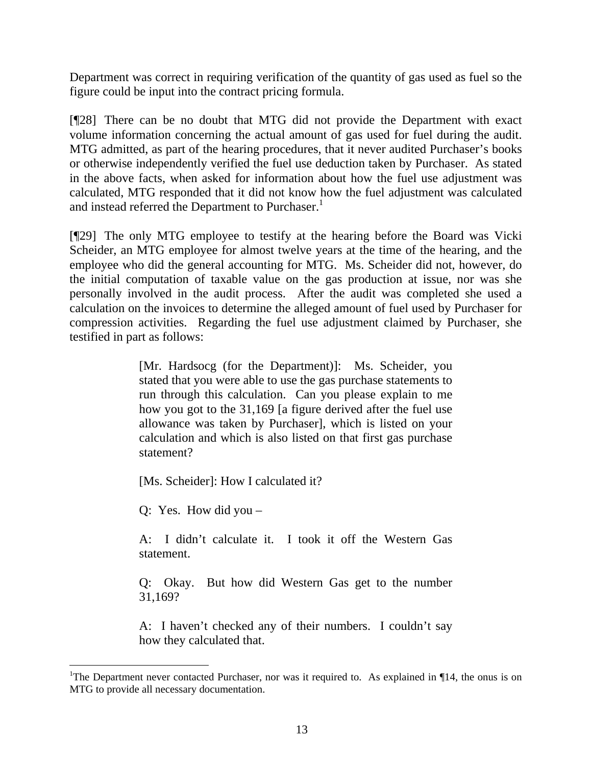Department was correct in requiring verification of the quantity of gas used as fuel so the figure could be input into the contract pricing formula.

[¶28] There can be no doubt that MTG did not provide the Department with exact volume information concerning the actual amount of gas used for fuel during the audit. MTG admitted, as part of the hearing procedures, that it never audited Purchaser's books or otherwise independently verified the fuel use deduction taken by Purchaser. As stated in the above facts, when asked for information about how the fuel use adjustment was calculated, MTG responded that it did not know how the fuel adjustment was calculated and instead referred the Department to Purchaser.[1]

[¶29] The only MTG employee to testify at the hearing before the Board was Vicki Scheider, an MTG employee for almost twelve years at the time of the hearing, and the employee who did the general accounting for MTG. Ms. Scheider did not, however, do the initial computation of taxable value on the gas production at issue, nor was she personally involved in the audit process. After the audit was completed she used a calculation on the invoices to determine the alleged amount of fuel used by Purchaser for compression activities. Regarding the fuel use adjustment claimed by Purchaser, she testified in part as follows:

> [Mr. Hardsocg (for the Department)]: Ms. Scheider, you stated that you were able to use the gas purchase statements to run through this calculation. Can you please explain to me how you got to the 31,169 [a figure derived after the fuel use allowance was taken by Purchaser], which is listed on your calculation and which is also listed on that first gas purchase statement?
>
> [Ms. Scheider]: How I calculated it?
>
> Q: Yes. How did you –
>
> A: I didn't calculate it. I took it off the Western Gas statement.
>
> Q: Okay. But how did Western Gas get to the number 31,169?
>
> A: I haven't checked any of their numbers. I couldn't say how they calculated that.

---

[1] The Department never contacted Purchaser, nor was it required to. As explained in ¶14, the onus is on MTG to provide all necessary documentation.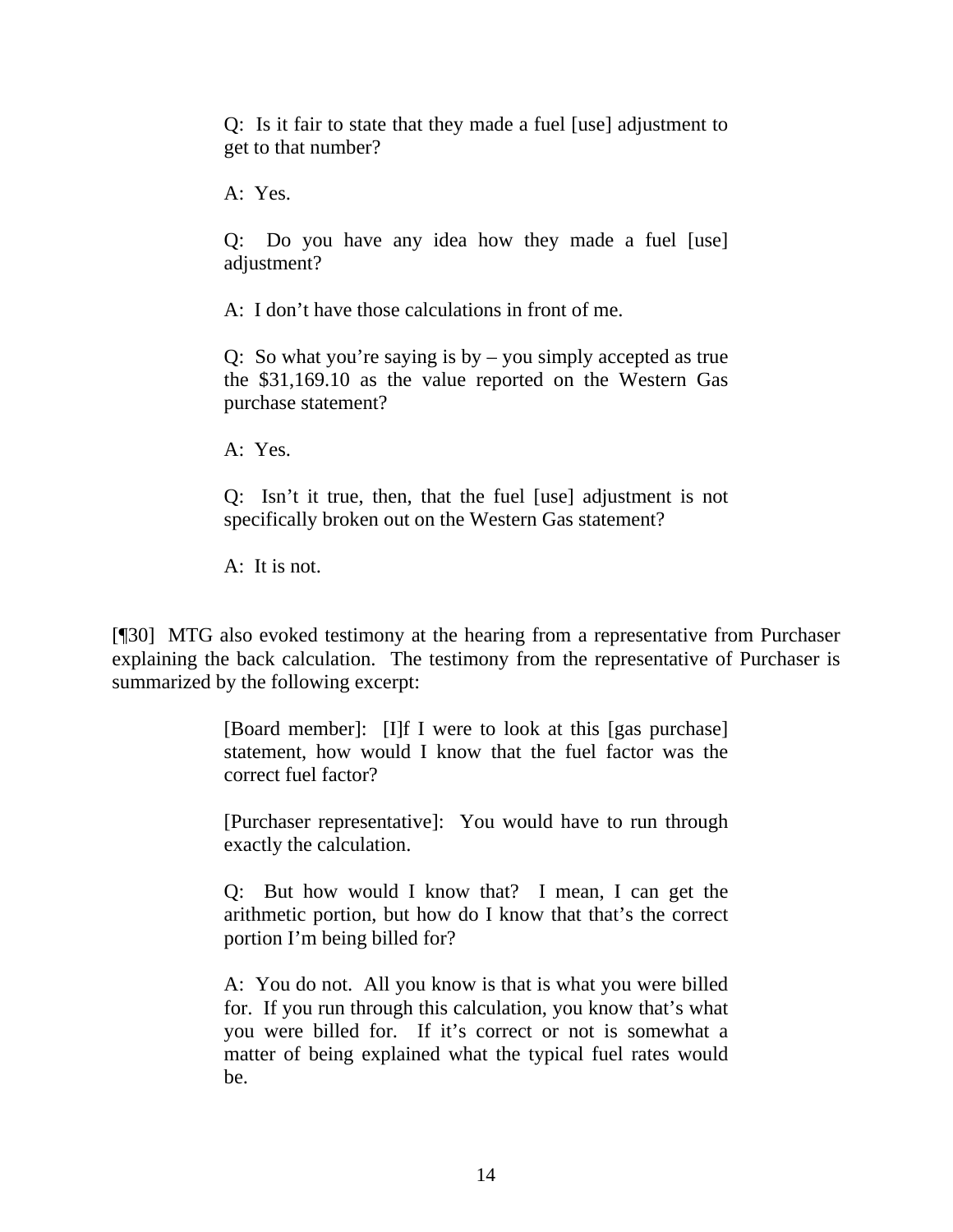> Q: Is it fair to state that they made a fuel [use] adjustment to get to that number?
>
> A: Yes.
>
> Q: Do you have any idea how they made a fuel [use] adjustment?
>
> A: I don't have those calculations in front of me.
>
> Q: So what you're saying is by – you simply accepted as true the $31,169.10 as the value reported on the Western Gas purchase statement?
>
> A: Yes.
>
> Q: Isn't it true, then, that the fuel [use] adjustment is not specifically broken out on the Western Gas statement?
>
> A: It is not.

[¶30] MTG also evoked testimony at the hearing from a representative from Purchaser explaining the back calculation. The testimony from the representative of Purchaser is summarized by the following excerpt:

> [Board member]: [I]f I were to look at this [gas purchase] statement, how would I know that the fuel factor was the correct fuel factor?
>
> [Purchaser representative]: You would have to run through exactly the calculation.
>
> Q: But how would I know that? I mean, I can get the arithmetic portion, but how do I know that that's the correct portion I'm being billed for?
>
> A: You do not. All you know is that is what you were billed for. If you run through this calculation, you know that's what you were billed for. If it's correct or not is somewhat a matter of being explained what the typical fuel rates would be.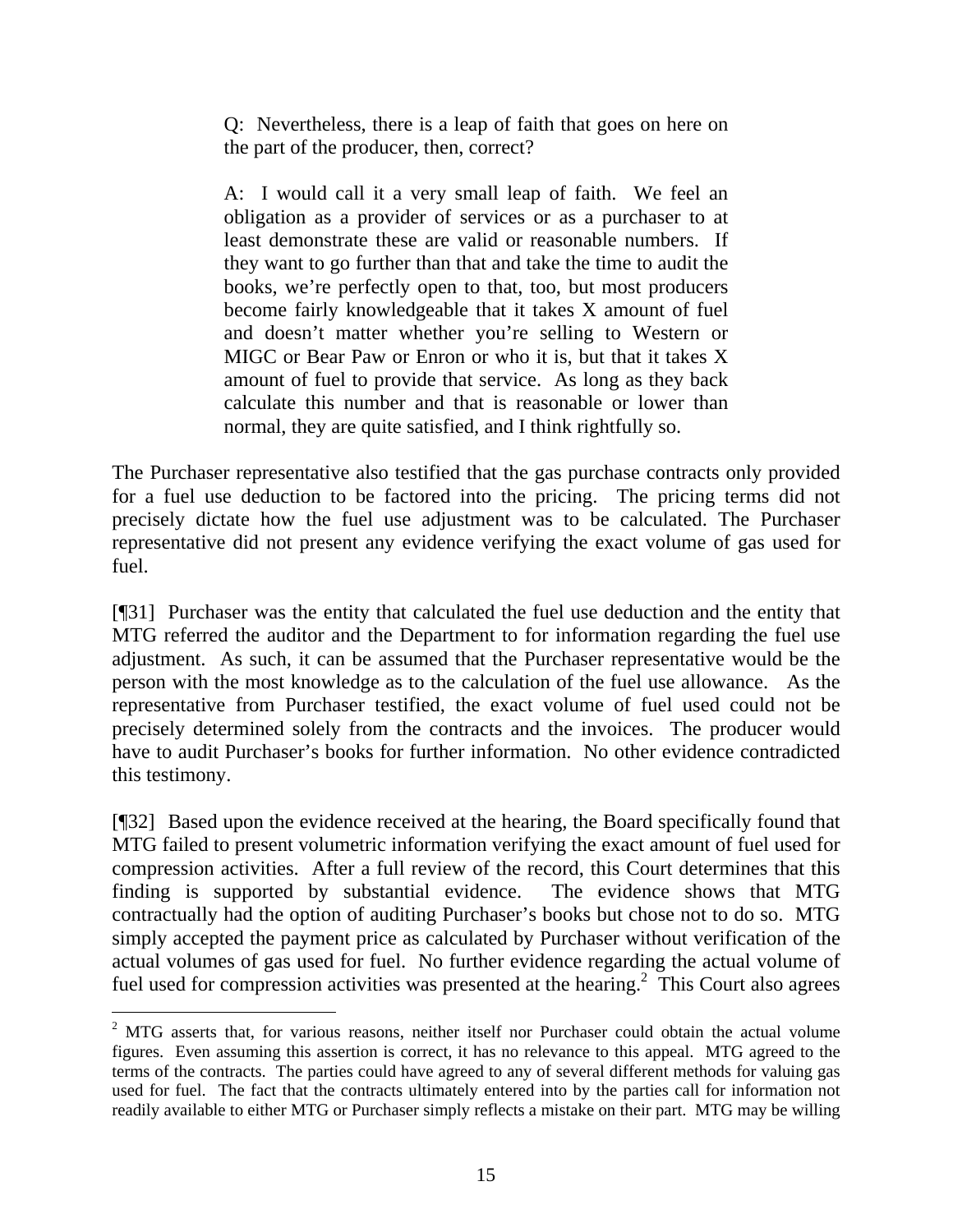> Q: Nevertheless, there is a leap of faith that goes on here on the part of the producer, then, correct?
>
> A: I would call it a very small leap of faith. We feel an obligation as a provider of services or as a purchaser to at least demonstrate these are valid or reasonable numbers. If they want to go further than that and take the time to audit the books, we're perfectly open to that, too, but most producers become fairly knowledgeable that it takes X amount of fuel and doesn't matter whether you're selling to Western or MIGC or Bear Paw or Enron or who it is, but that it takes X amount of fuel to provide that service. As long as they back calculate this number and that is reasonable or lower than normal, they are quite satisfied, and I think rightfully so.

The Purchaser representative also testified that the gas purchase contracts only provided for a fuel use deduction to be factored into the pricing. The pricing terms did not precisely dictate how the fuel use adjustment was to be calculated. The Purchaser representative did not present any evidence verifying the exact volume of gas used for fuel.

[¶31] Purchaser was the entity that calculated the fuel use deduction and the entity that MTG referred the auditor and the Department to for information regarding the fuel use adjustment. As such, it can be assumed that the Purchaser representative would be the person with the most knowledge as to the calculation of the fuel use allowance. As the representative from Purchaser testified, the exact volume of fuel used could not be precisely determined solely from the contracts and the invoices. The producer would have to audit Purchaser's books for further information. No other evidence contradicted this testimony.

[¶32] Based upon the evidence received at the hearing, the Board specifically found that MTG failed to present volumetric information verifying the exact amount of fuel used for compression activities. After a full review of the record, this Court determines that this finding is supported by substantial evidence. The evidence shows that MTG contractually had the option of auditing Purchaser's books but chose not to do so. MTG simply accepted the payment price as calculated by Purchaser without verification of the actual volumes of gas used for fuel. No further evidence regarding the actual volume of fuel used for compression activities was presented at the hearing.[2] This Court also agrees

[2] MTG asserts that, for various reasons, neither itself nor Purchaser could obtain the actual volume figures. Even assuming this assertion is correct, it has no relevance to this appeal. MTG agreed to the terms of the contracts. The parties could have agreed to any of several different methods for valuing gas used for fuel. The fact that the contracts ultimately entered into by the parties call for information not readily available to either MTG or Purchaser simply reflects a mistake on their part. MTG may be willing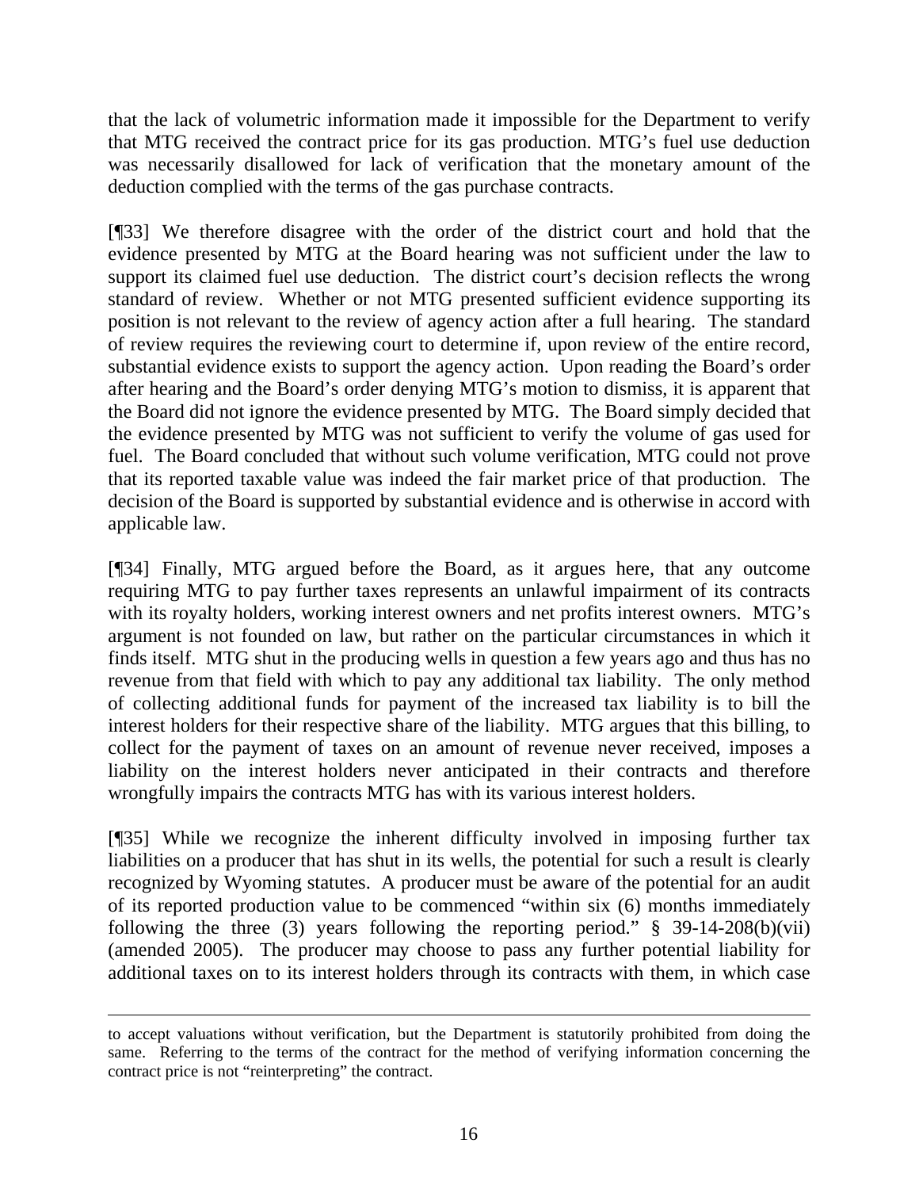that the lack of volumetric information made it impossible for the Department to verify that MTG received the contract price for its gas production. MTG's fuel use deduction was necessarily disallowed for lack of verification that the monetary amount of the deduction complied with the terms of the gas purchase contracts.

[¶33] We therefore disagree with the order of the district court and hold that the evidence presented by MTG at the Board hearing was not sufficient under the law to support its claimed fuel use deduction. The district court's decision reflects the wrong standard of review. Whether or not MTG presented sufficient evidence supporting its position is not relevant to the review of agency action after a full hearing. The standard of review requires the reviewing court to determine if, upon review of the entire record, substantial evidence exists to support the agency action. Upon reading the Board's order after hearing and the Board's order denying MTG's motion to dismiss, it is apparent that the Board did not ignore the evidence presented by MTG. The Board simply decided that the evidence presented by MTG was not sufficient to verify the volume of gas used for fuel. The Board concluded that without such volume verification, MTG could not prove that its reported taxable value was indeed the fair market price of that production. The decision of the Board is supported by substantial evidence and is otherwise in accord with applicable law.

[¶34] Finally, MTG argued before the Board, as it argues here, that any outcome requiring MTG to pay further taxes represents an unlawful impairment of its contracts with its royalty holders, working interest owners and net profits interest owners. MTG's argument is not founded on law, but rather on the particular circumstances in which it finds itself. MTG shut in the producing wells in question a few years ago and thus has no revenue from that field with which to pay any additional tax liability. The only method of collecting additional funds for payment of the increased tax liability is to bill the interest holders for their respective share of the liability. MTG argues that this billing, to collect for the payment of taxes on an amount of revenue never received, imposes a liability on the interest holders never anticipated in their contracts and therefore wrongfully impairs the contracts MTG has with its various interest holders.

[¶35] While we recognize the inherent difficulty involved in imposing further tax liabilities on a producer that has shut in its wells, the potential for such a result is clearly recognized by Wyoming statutes. A producer must be aware of the potential for an audit of its reported production value to be commenced "within six (6) months immediately following the three (3) years following the reporting period." § 39-14-208(b)(vii) (amended 2005). The producer may choose to pass any further potential liability for additional taxes on to its interest holders through its contracts with them, in which case

---

to accept valuations without verification, but the Department is statutorily prohibited from doing the same. Referring to the terms of the contract for the method of verifying information concerning the contract price is not "reinterpreting" the contract.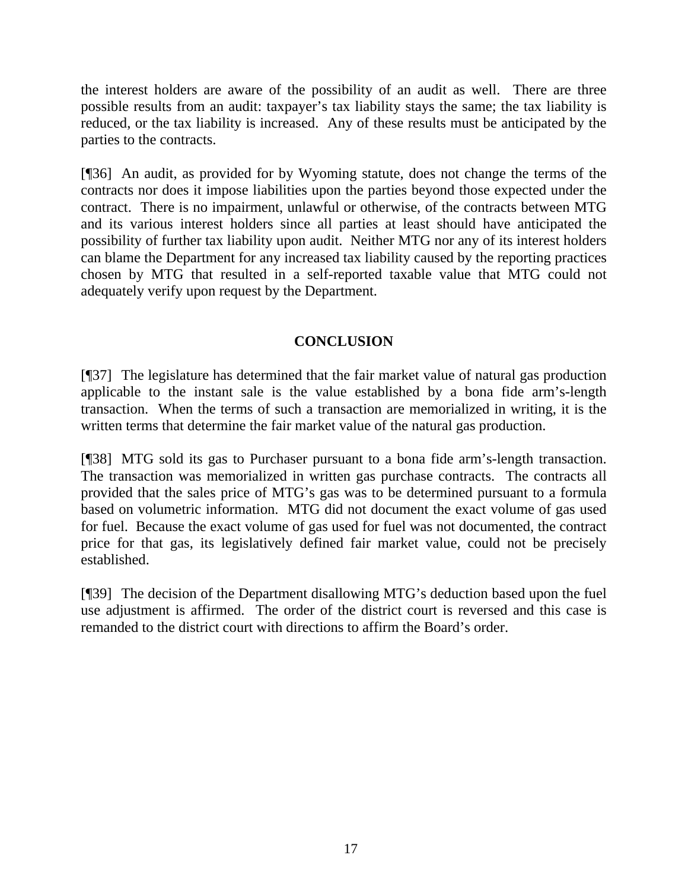the interest holders are aware of the possibility of an audit as well. There are three possible results from an audit: taxpayer's tax liability stays the same; the tax liability is reduced, or the tax liability is increased. Any of these results must be anticipated by the parties to the contracts.

[¶36] An audit, as provided for by Wyoming statute, does not change the terms of the contracts nor does it impose liabilities upon the parties beyond those expected under the contract. There is no impairment, unlawful or otherwise, of the contracts between MTG and its various interest holders since all parties at least should have anticipated the possibility of further tax liability upon audit. Neither MTG nor any of its interest holders can blame the Department for any increased tax liability caused by the reporting practices chosen by MTG that resulted in a self-reported taxable value that MTG could not adequately verify upon request by the Department.

## CONCLUSION

[¶37] The legislature has determined that the fair market value of natural gas production applicable to the instant sale is the value established by a bona fide arm's-length transaction. When the terms of such a transaction are memorialized in writing, it is the written terms that determine the fair market value of the natural gas production.

[¶38] MTG sold its gas to Purchaser pursuant to a bona fide arm's-length transaction. The transaction was memorialized in written gas purchase contracts. The contracts all provided that the sales price of MTG's gas was to be determined pursuant to a formula based on volumetric information. MTG did not document the exact volume of gas used for fuel. Because the exact volume of gas used for fuel was not documented, the contract price for that gas, its legislatively defined fair market value, could not be precisely established.

[¶39] The decision of the Department disallowing MTG's deduction based upon the fuel use adjustment is affirmed. The order of the district court is reversed and this case is remanded to the district court with directions to affirm the Board's order.